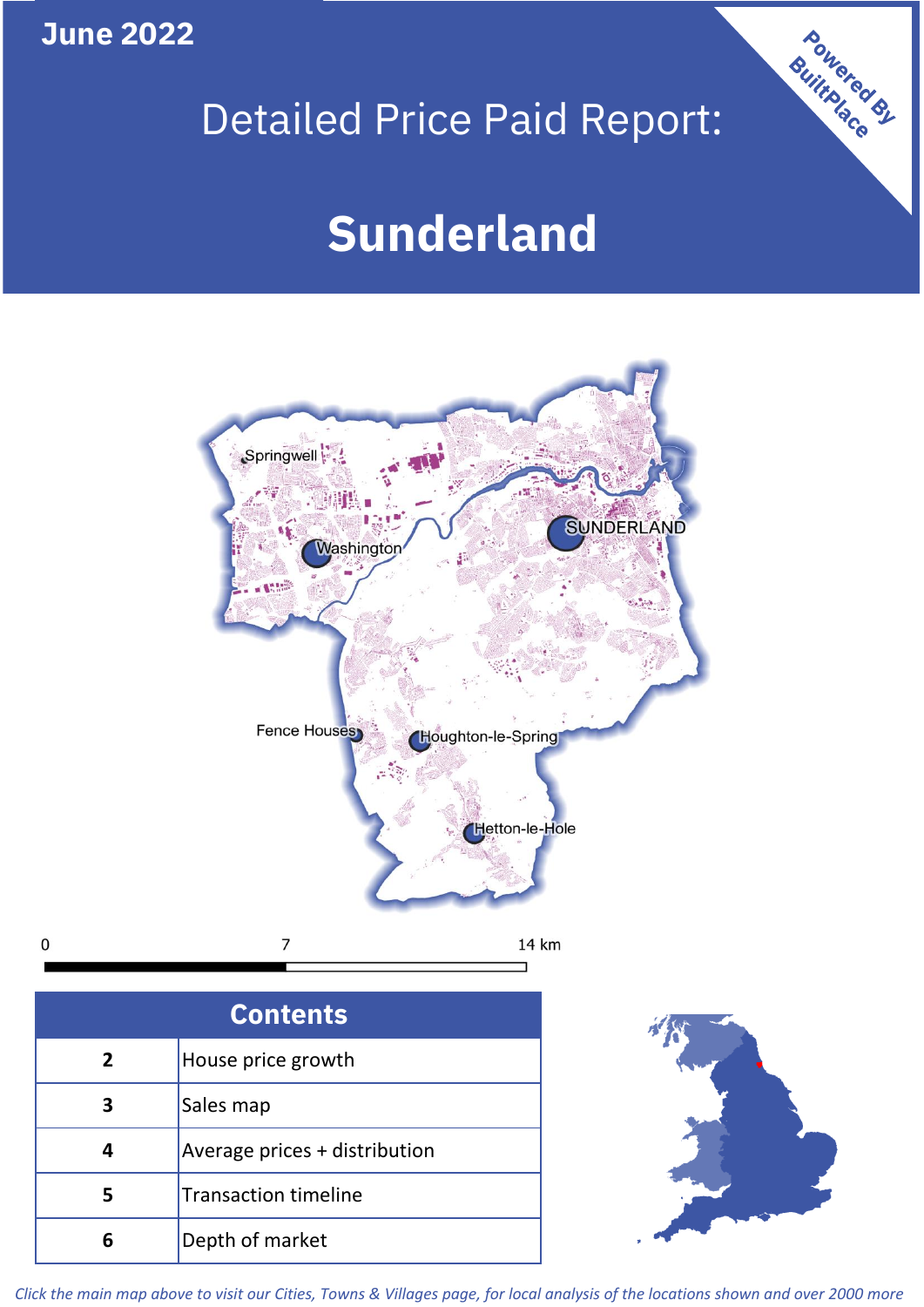June 2022

# Detailed Price Paid Report:

# Sunderland

Powered By BuiltPlace

Springwell

Washington

SUNDERLAND

Fence Houses

Houghton-le-Spring

Hetton-le-Hole

0 7 14 km

| Contents | |
|---|---|
| 2 | House price growth |
| 3 | Sales map |
| 4 | Average prices + distribution |
| 5 | Transaction timeline |
| 6 | Depth of market |

*Click the main map above to visit our Cities, Towns & Villages page, for local analysis of the locations shown and over 2000 more*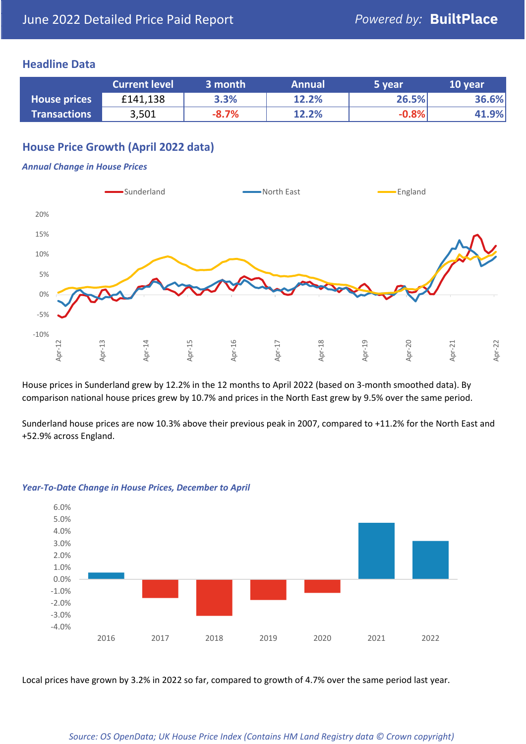# June 2022 Detailed Price Paid Report

Powered by: **BuiltPlace**

## Headline Data

| | Current level | 3 month | Annual | 5 year | 10 year |
|---|---|---|---|---|---|
| **House prices** | £141,138 | 3.3% | 12.2% | 26.5% | 36.6% |
| **Transactions** | 3,501 | -8.7% | 12.2% | -0.8% | 41.9% |

## House Price Growth (April 2022 data)

### *Annual Change in House Prices*

House prices in Sunderland grew by 12.2% in the 12 months to April 2022 (based on 3-month smoothed data). By comparison national house prices grew by 10.7% and prices in the North East grew by 9.5% over the same period.

Sunderland house prices are now 10.3% above their previous peak in 2007, compared to +11.2% for the North East and +52.9% across England.

### *Year-To-Date Change in House Prices, December to April*

Local prices have grown by 3.2% in 2022 so far, compared to growth of 4.7% over the same period last year.

*Source: OS OpenData; UK House Price Index (Contains HM Land Registry data © Crown copyright)*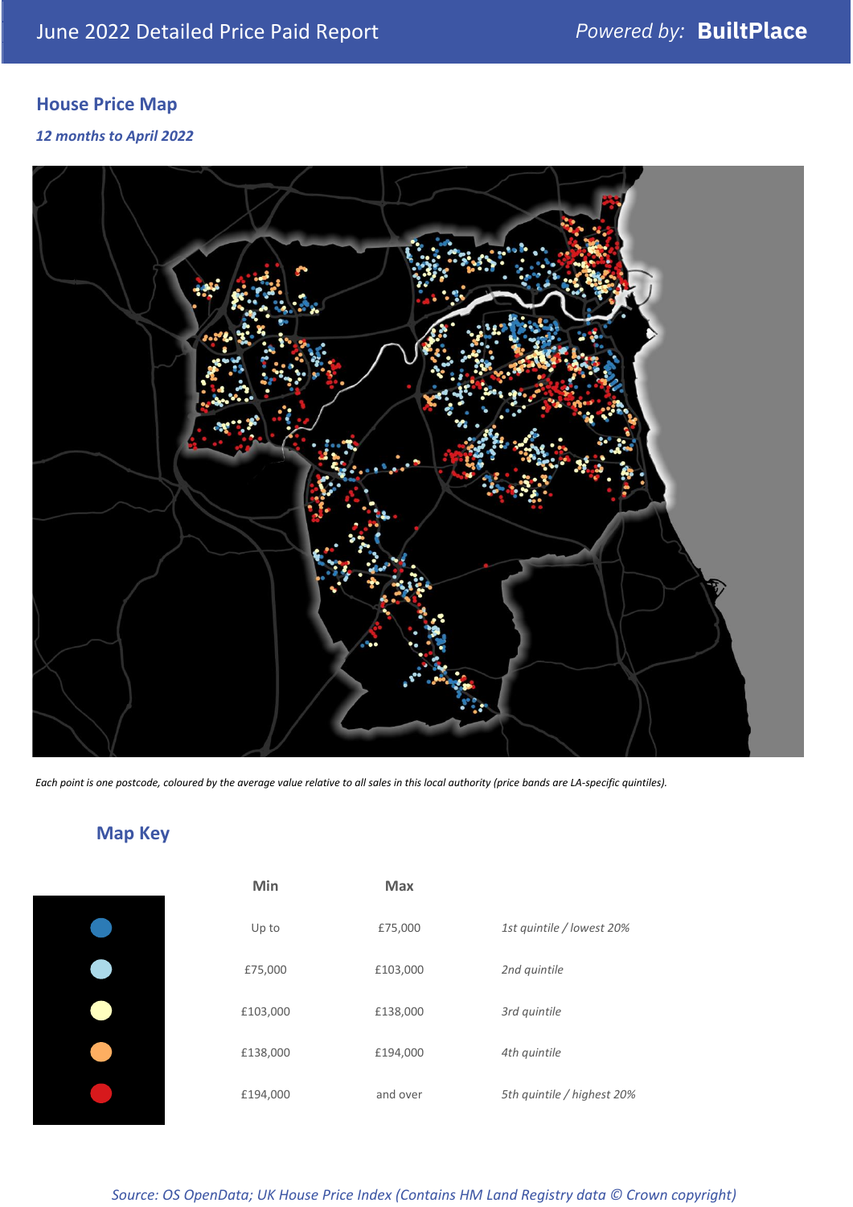June 2022 Detailed Price Paid Report

Powered by: **BuiltPlace**

## House Price Map

*12 months to April 2022*

*Each point is one postcode, coloured by the average value relative to all sales in this local authority (price bands are LA-specific quintiles).*

## Map Key

| | Min | Max | |
|---|---|---|---|
| | Up to | £75,000 | *1st quintile / lowest 20%* |
| | £75,000 | £103,000 | *2nd quintile* |
| | £103,000 | £138,000 | *3rd quintile* |
| | £138,000 | £194,000 | *4th quintile* |
| | £194,000 | and over | *5th quintile / highest 20%* |

*Source: OS OpenData; UK House Price Index (Contains HM Land Registry data © Crown copyright)*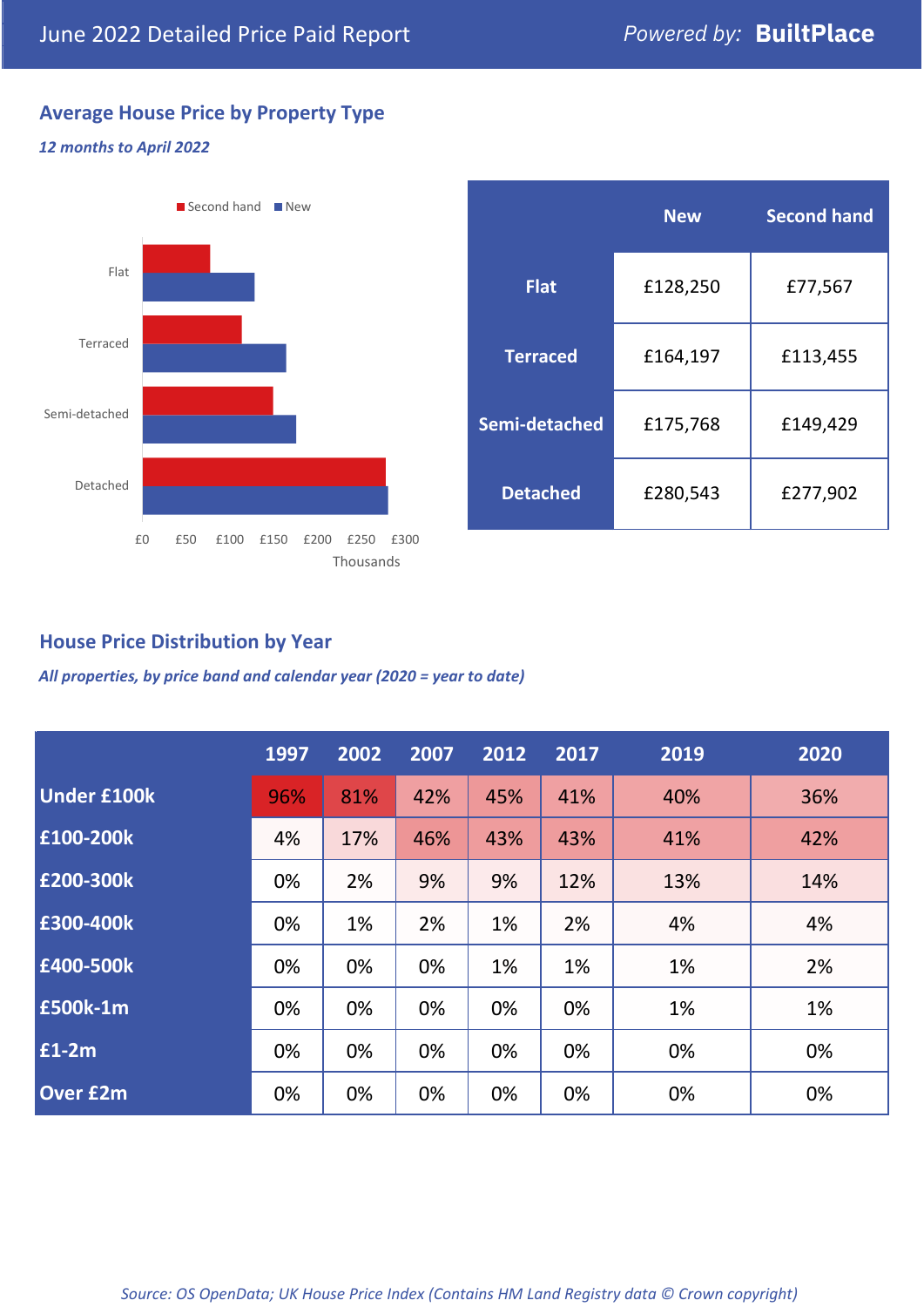# June 2022 Detailed Price Paid Report

*Powered by:* **BuiltPlace**

## Average House Price by Property Type

***12 months to April 2022***

Second hand | New

Flat, Terraced, Semi-detached, Detached

£0 £50 £100 £150 £200 £250 £300

Thousands

| | New | Second hand |
|---|---|---|
| **Flat** | £128,250 | £77,567 |
| **Terraced** | £164,197 | £113,455 |
| **Semi-detached** | £175,768 | £149,429 |
| **Detached** | £280,543 | £277,902 |

## House Price Distribution by Year

***All properties, by price band and calendar year (2020 = year to date)***

| | 1997 | 2002 | 2007 | 2012 | 2017 | 2019 | 2020 |
|---|---|---|---|---|---|---|---|
| **Under £100k** | 96% | 81% | 42% | 45% | 41% | 40% | 36% |
| **£100-200k** | 4% | 17% | 46% | 43% | 43% | 41% | 42% |
| **£200-300k** | 0% | 2% | 9% | 9% | 12% | 13% | 14% |
| **£300-400k** | 0% | 1% | 2% | 1% | 2% | 4% | 4% |
| **£400-500k** | 0% | 0% | 0% | 1% | 1% | 1% | 2% |
| **£500k-1m** | 0% | 0% | 0% | 0% | 0% | 1% | 1% |
| **£1-2m** | 0% | 0% | 0% | 0% | 0% | 0% | 0% |
| **Over £2m** | 0% | 0% | 0% | 0% | 0% | 0% | 0% |

*Source: OS OpenData; UK House Price Index (Contains HM Land Registry data © Crown copyright)*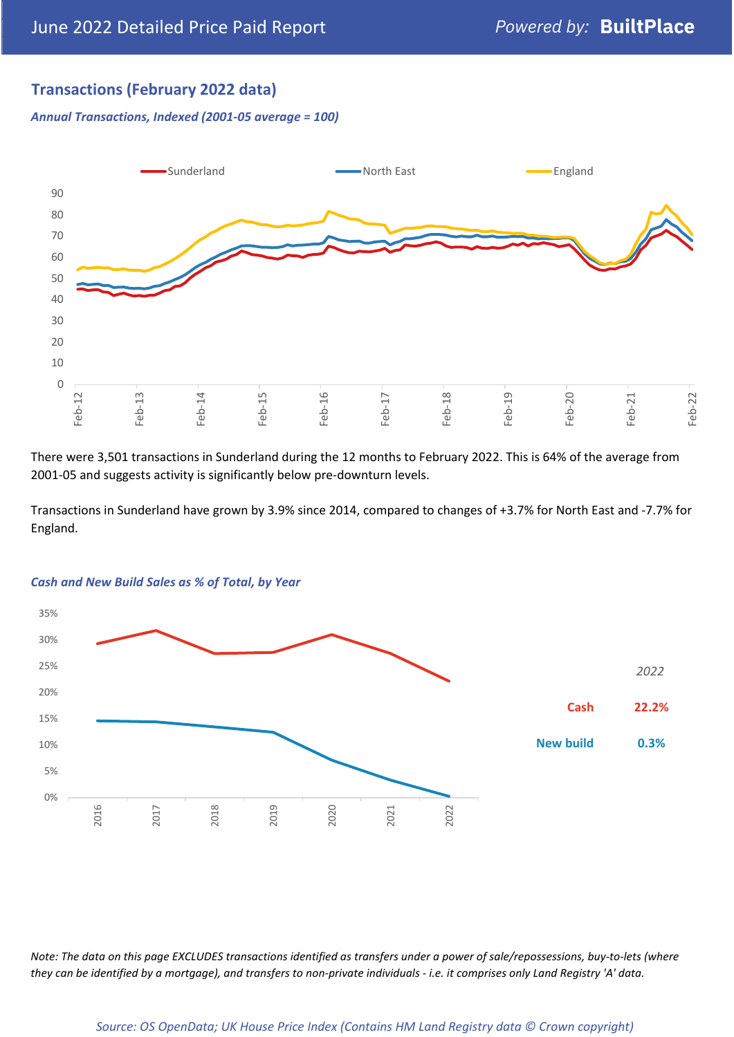## Transactions (February 2022 data)

*Annual Transactions, Indexed (2001-05 average = 100)*

There were 3,501 transactions in Sunderland during the 12 months to February 2022. This is 64% of the average from 2001-05 and suggests activity is significantly below pre-downturn levels.

Transactions in Sunderland have grown by 3.9% since 2014, compared to changes of +3.7% for North East and -7.7% for England.

*Cash and New Build Sales as % of Total, by Year*

| 2022 | |
|---|---|
| Cash | 22.2% |
| New build | 0.3% |

*Note: The data on this page EXCLUDES transactions identified as transfers under a power of sale/repossessions, buy-to-lets (where they can be identified by a mortgage), and transfers to non-private individuals - i.e. it comprises only Land Registry 'A' data.*

*Source: OS OpenData; UK House Price Index (Contains HM Land Registry data © Crown copyright)*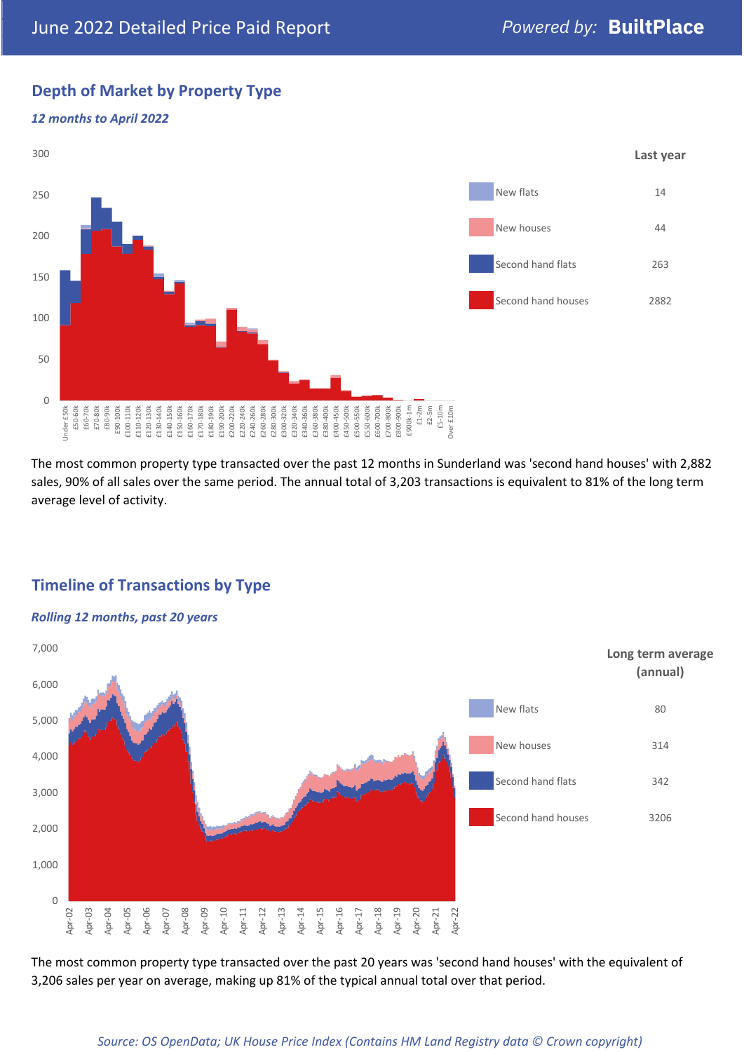June 2022 Detailed Price Paid Report

Powered by: **BuiltPlace**

## Depth of Market by Property Type

*12 months to April 2022*

300
250
200
150
100
50
0

Under £50k, £50-60k, £60-70k, £70-80k, £80-90k, £90-100k, £100-110k, £110-120k, £120-130k, £130-140k, £140-150k, £150-160k, £160-170k, £170-180k, £180-190k, £190-200k, £200-220k, £220-240k, £240-260k, £260-280k, £280-300k, £300-320k, £320-340k, £340-360k, £360-380k, £380-400k, £400-450k, £450-500k, £500-550k, £550-600k, £600-700k, £700-800k, £800-900k, £900k-1m, £1-2m, £2-5m, £5-10m, Over £10m

Last year

New flats 14

New houses 44

Second hand flats 263

Second hand houses 2882

The most common property type transacted over the past 12 months in Sunderland was 'second hand houses' with 2,882 sales, 90% of all sales over the same period. The annual total of 3,203 transactions is equivalent to 81% of the long term average level of activity.

## Timeline of Transactions by Type

*Rolling 12 months, past 20 years*

7,000
6,000
5,000
4,000
3,000
2,000
1,000
0

Apr-02, Apr-03, Apr-04, Apr-05, Apr-06, Apr-07, Apr-08, Apr-09, Apr-10, Apr-11, Apr-12, Apr-13, Apr-14, Apr-15, Apr-16, Apr-17, Apr-18, Apr-19, Apr-20, Apr-21, Apr-22

Long term average (annual)

New flats 80

New houses 314

Second hand flats 342

Second hand houses 3206

The most common property type transacted over the past 20 years was 'second hand houses' with the equivalent of 3,206 sales per year on average, making up 81% of the typical annual total over that period.

*Source: OS OpenData; UK House Price Index (Contains HM Land Registry data © Crown copyright)*